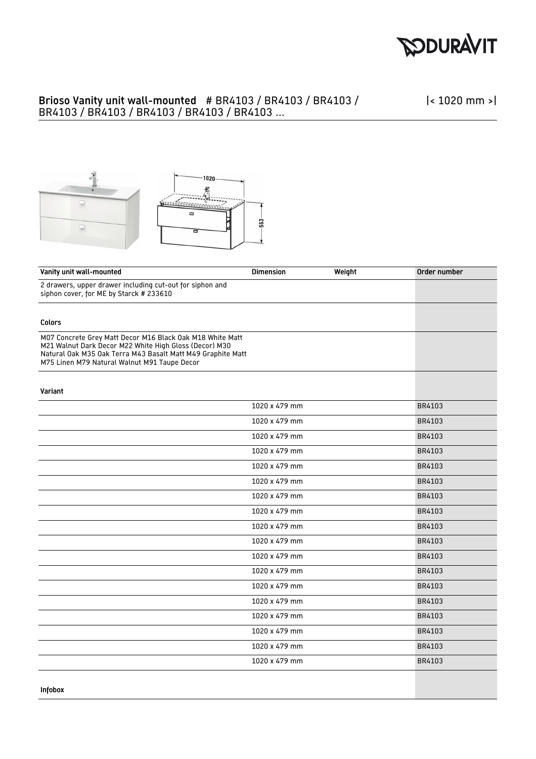# Brioso Vanity unit wall-mounted # BR4103 / BR4103 / BR4103 / BR4103 / BR4103 / BR4103 / BR4103 / BR4103 ...

|< 1020 mm >|

| Vanity unit wall-mounted | Dimension | Weight | Order number |
|---|---|---|---|
| 2 drawers, upper drawer including cut-out for siphon and siphon cover, for ME by Starck # 233610 | | | |
| **Colors** | | | |
| M07 Concrete Grey Matt Decor M16 Black Oak M18 White Matt M21 Walnut Dark Decor M22 White High Gloss (Decor) M30 Natural Oak M35 Oak Terra M43 Basalt Matt M49 Graphite Matt M75 Linen M79 Natural Walnut M91 Taupe Decor | | | |
| **Variant** | | | |
| | 1020 x 479 mm | | BR4103 |
| | 1020 x 479 mm | | BR4103 |
| | 1020 x 479 mm | | BR4103 |
| | 1020 x 479 mm | | BR4103 |
| | 1020 x 479 mm | | BR4103 |
| | 1020 x 479 mm | | BR4103 |
| | 1020 x 479 mm | | BR4103 |
| | 1020 x 479 mm | | BR4103 |
| | 1020 x 479 mm | | BR4103 |
| | 1020 x 479 mm | | BR4103 |
| | 1020 x 479 mm | | BR4103 |
| | 1020 x 479 mm | | BR4103 |
| | 1020 x 479 mm | | BR4103 |
| | 1020 x 479 mm | | BR4103 |
| | 1020 x 479 mm | | BR4103 |
| | 1020 x 479 mm | | BR4103 |
| | 1020 x 479 mm | | BR4103 |
| | 1020 x 479 mm | | BR4103 |
| **Infobox** | | | |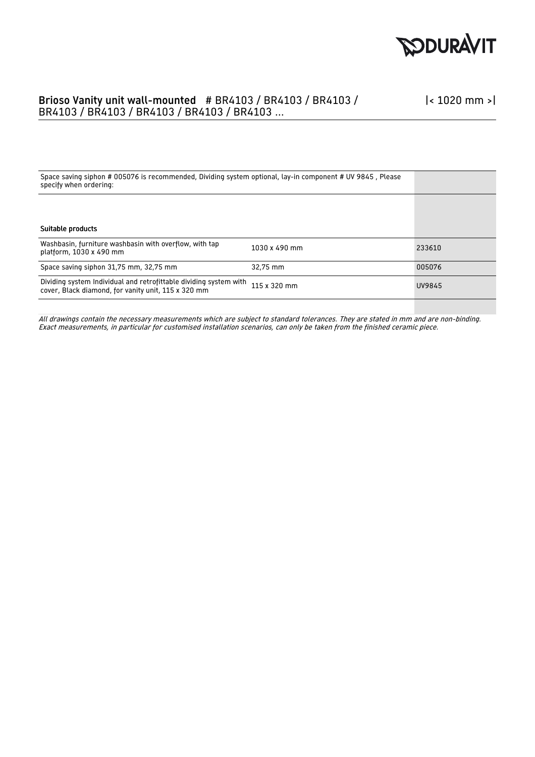## **Brioso Vanity unit wall-mounted** # BR4103 / BR4103 / BR4103 / BR4103 / BR4103 / BR4103 / BR4103 / BR4103 ...

|< 1020 mm >|

Space saving siphon # 005076 is recommended, Dividing system optional, lay-in component # UV 9845 , Please specify when ordering:

**Suitable products**

| | | |
|---|---|---|
| Washbasin, furniture washbasin with overflow, with tap platform, 1030 x 490 mm | 1030 x 490 mm | 233610 |
| Space saving siphon 31,75 mm, 32,75 mm | 32,75 mm | 005076 |
| Dividing system Individual and retrofittable dividing system with cover, Black diamond, for vanity unit, 115 x 320 mm | 115 x 320 mm | UV9845 |

*All drawings contain the necessary measurements which are subject to standard tolerances. They are stated in mm and are non-binding. Exact measurements, in particular for customised installation scenarios, can only be taken from the finished ceramic piece.*